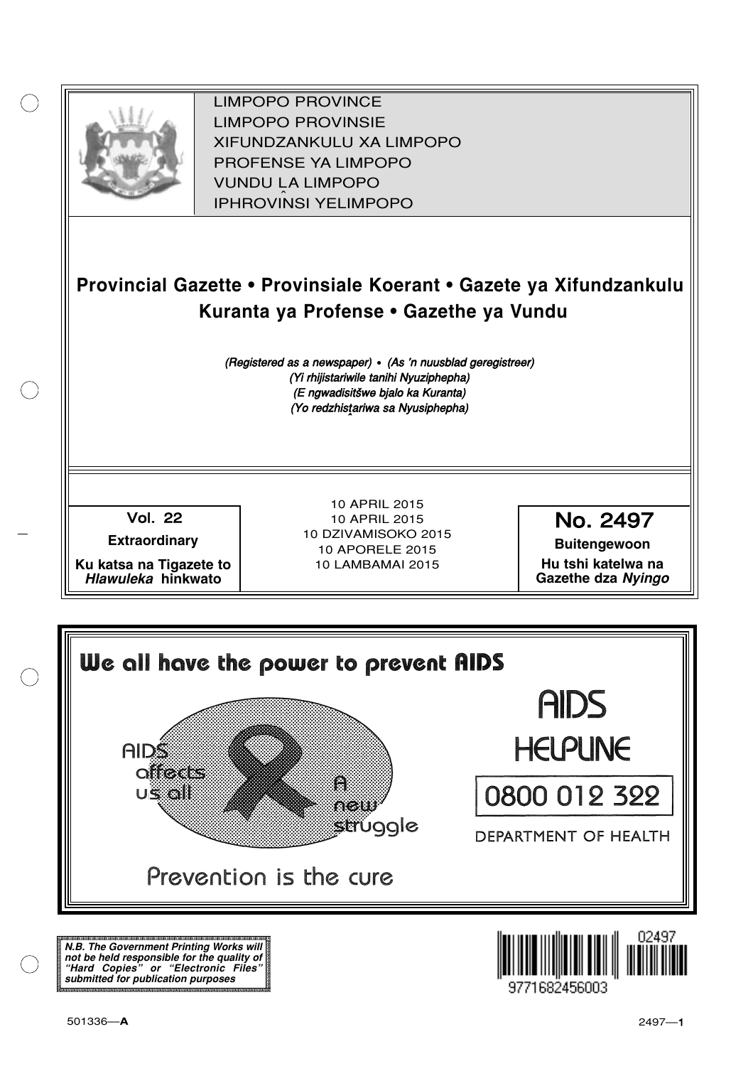LIMPOPO PROVINCE
LIMPOPO PROVINSIE
XIFUNDZANKULU XA LIMPOPO
PROFENSE YA LIMPOPO
VUNDU LA LIMPOPO
IPHROVINSI YELIMPOPO

# Provincial Gazette • Provinsiale Koerant • Gazete ya Xifundzankulu Kuranta ya Profense • Gazethe ya Vundu

*(Registered as a newspaper) • (As 'n nuusblad geregistreer)*
*(Yi rhijistariwile tanihi Nyuziphepha)*
*(E ngwadisitšwe bjalo ka Kuranta)*
*(Yo redzhistariwa sa Nyusiphepha)*

**Vol. 22**

**Extraordinary**

**Ku katsa na Tigazete to *Hlawuleka* hinkwato**

10 APRIL 2015
10 APRIL 2015
10 DZIVAMISOKO 2015
10 APORELE 2015
10 LAMBAMAI 2015

**No. 2497**

**Buitengewoon**

**Hu tshi katelwa na Gazethe dza *Nyingo***

**We all have the power to prevent AIDS**

AIDS affects us all

A new struggle

Prevention is the cure

AIDS HELPLINE

0800 012 322

DEPARTMENT OF HEALTH

***N.B. The Government Printing Works will not be held responsible for the quality of "Hard Copies" or "Electronic Files" submitted for publication purposes***

02497

9771682456003

501336—**A**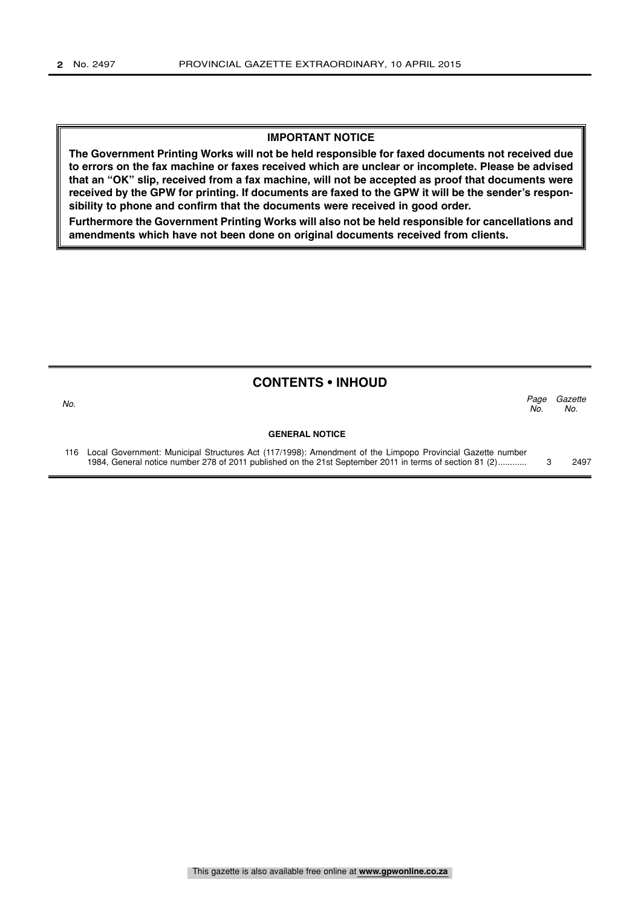**IMPORTANT NOTICE**

**The Government Printing Works will not be held responsible for faxed documents not received due to errors on the fax machine or faxes received which are unclear or incomplete. Please be advised that an "OK" slip, received from a fax machine, will not be accepted as proof that documents were received by the GPW for printing. If documents are faxed to the GPW it will be the sender's responsibility to phone and confirm that the documents were received in good order.**

**Furthermore the Government Printing Works will also not be held responsible for cancellations and amendments which have not been done on original documents received from clients.**

## CONTENTS • INHOUD

| *No.* | | *Page No.* | *Gazette No.* |
|---|---|---|---|
| | **GENERAL NOTICE** | | |
| 116 | Local Government: Municipal Structures Act (117/1998): Amendment of the Limpopo Provincial Gazette number 1984, General notice number 278 of 2011 published on the 21st September 2011 in terms of section 81 (2)........... | 3 | 2497 |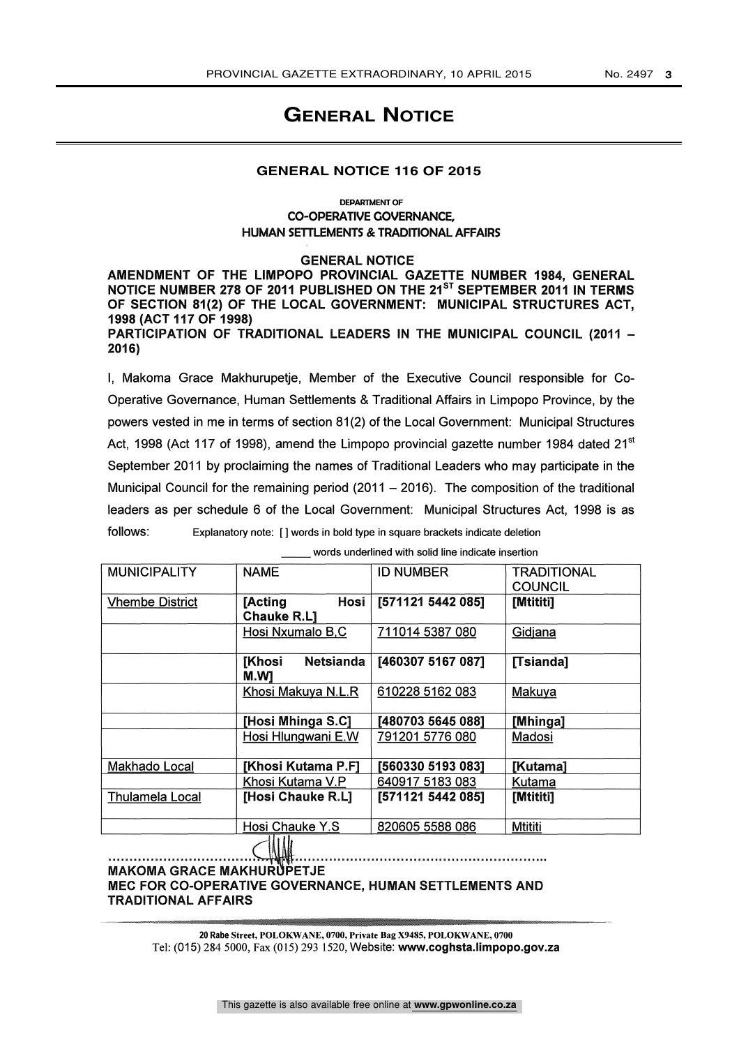# GENERAL NOTICE

## GENERAL NOTICE 116 OF 2015

DEPARTMENT OF
**CO-OPERATIVE GOVERNANCE,
HUMAN SETTLEMENTS & TRADITIONAL AFFAIRS**

**GENERAL NOTICE**

**AMENDMENT OF THE LIMPOPO PROVINCIAL GAZETTE NUMBER 1984, GENERAL NOTICE NUMBER 278 OF 2011 PUBLISHED ON THE 21ST SEPTEMBER 2011 IN TERMS OF SECTION 81(2) OF THE LOCAL GOVERNMENT: MUNICIPAL STRUCTURES ACT, 1998 (ACT 117 OF 1998)**

**PARTICIPATION OF TRADITIONAL LEADERS IN THE MUNICIPAL COUNCIL (2011 – 2016)**

I, Makoma Grace Makhurupetje, Member of the Executive Council responsible for Co-Operative Governance, Human Settlements & Traditional Affairs in Limpopo Province, by the powers vested in me in terms of section 81(2) of the Local Government: Municipal Structures Act, 1998 (Act 117 of 1998), amend the Limpopo provincial gazette number 1984 dated 21st September 2011 by proclaiming the names of Traditional Leaders who may participate in the Municipal Council for the remaining period (2011 – 2016). The composition of the traditional leaders as per schedule 6 of the Local Government: Municipal Structures Act, 1998 is as follows:

Explanatory note: [ ] words in bold type in square brackets indicate deletion
_____ words underlined with solid line indicate insertion

| MUNICIPALITY | NAME | ID NUMBER | TRADITIONAL COUNCIL |
|---|---|---|---|
| Vhembe District | **[Acting Hosi Chauke R.L]** | **[571121 5442 085]** | **[Mtititi]** |
| | Hosi Nxumalo B,C | 711014 5387 080 | Gidjana |
| | **[Khosi Netsianda M.W]** | **[460307 5167 087]** | **[Tsianda]** |
| | Khosi Makuya N.L.R | 610228 5162 083 | Makuya |
| | **[Hosi Mhinga S.C]** | **[480703 5645 088]** | **[Mhinga]** |
| | Hosi Hlungwani E.W | 791201 5776 080 | Madosi |
| Makhado Local | **[Khosi Kutama P.F]** | **[560330 5193 083]** | **[Kutama]** |
| | Khosi Kutama V.P | 640917 5183 083 | Kutama |
| Thulamela Local | **[Hosi Chauke R.L]** | **[571121 5442 085]** | **[Mtititi]** |
| | Hosi Chauke Y.S | 820605 5588 086 | Mtititi |

..........................................................................................

**MAKOMA GRACE MAKHURUPETJE**
**MEC FOR CO-OPERATIVE GOVERNANCE, HUMAN SETTLEMENTS AND TRADITIONAL AFFAIRS**

**20 Rabe Street, POLOKWANE, 0700, Private Bag X9485, POLOKWANE, 0700**
Tel: (015) 284 5000, Fax (015) 293 1520, Website: **www.coghsta.limpopo.gov.za**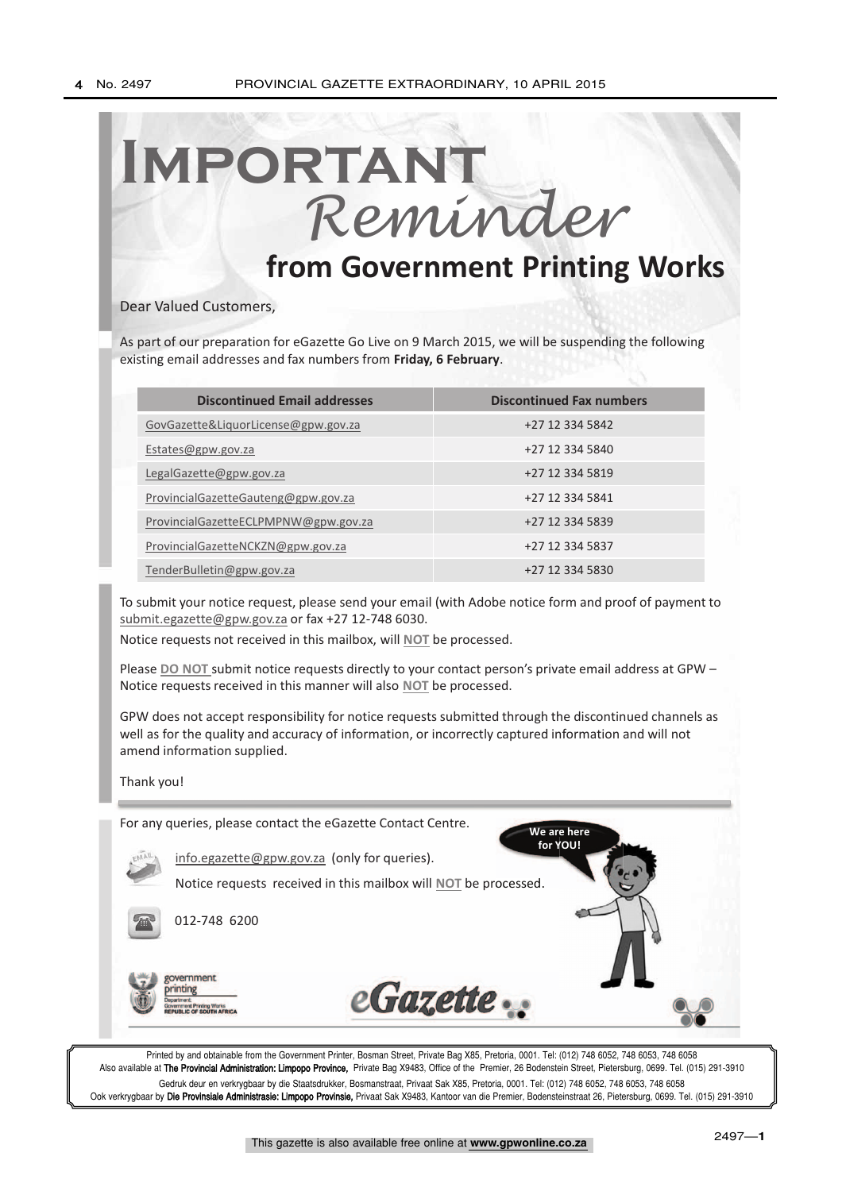# IMPORTANT
## *Reminder*
## from Government Printing Works

Dear Valued Customers,

As part of our preparation for eGazette Go Live on 9 March 2015, we will be suspending the following existing email addresses and fax numbers from **Friday, 6 February**.

| Discontinued Email addresses | Discontinued Fax numbers |
|---|---|
| GovGazette&LiquorLicense@gpw.gov.za | +27 12 334 5842 |
| Estates@gpw.gov.za | +27 12 334 5840 |
| LegalGazette@gpw.gov.za | +27 12 334 5819 |
| ProvincialGazetteGauteng@gpw.gov.za | +27 12 334 5841 |
| ProvincialGazetteECLPMPNW@gpw.gov.za | +27 12 334 5839 |
| ProvincialGazetteNCKZN@gpw.gov.za | +27 12 334 5837 |
| TenderBulletin@gpw.gov.za | +27 12 334 5830 |

To submit your notice request, please send your email (with Adobe notice form and proof of payment to submit.egazette@gpw.gov.za or fax +27 12-748 6030.

Notice requests not received in this mailbox, will **NOT** be processed.

Please **DO NOT** submit notice requests directly to your contact person's private email address at GPW – Notice requests received in this manner will also **NOT** be processed.

GPW does not accept responsibility for notice requests submitted through the discontinued channels as well as for the quality and accuracy of information, or incorrectly captured information and will not amend information supplied.

Thank you!

For any queries, please contact the eGazette Contact Centre.

info.egazette@gpw.gov.za (only for queries).

Notice requests received in this mailbox will **NOT** be processed.

012-748 6200

We are here for YOU!

government printing
Department: Government Printing Works
REPUBLIC OF SOUTH AFRICA

eGazette

Printed by and obtainable from the Government Printer, Bosman Street, Private Bag X85, Pretoria, 0001. Tel: (012) 748 6052, 748 6053, 748 6058
Also available at **The Provincial Administration: Limpopo Province,** Private Bag X9483, Office of the Premier, 26 Bodenstein Street, Pietersburg, 0699. Tel. (015) 291-3910
Gedruk deur en verkrygbaar by die Staatsdrukker, Bosmanstraat, Privaat Sak X85, Pretoria, 0001. Tel: (012) 748 6052, 748 6053, 748 6058
Ook verkrygbaar by **Die Provinsiale Administrasie: Limpopo Provinsie,** Privaat Sak X9483, Kantoor van die Premier, Bodensteinstraat 26, Pietersburg, 0699. Tel. (015) 291-3910